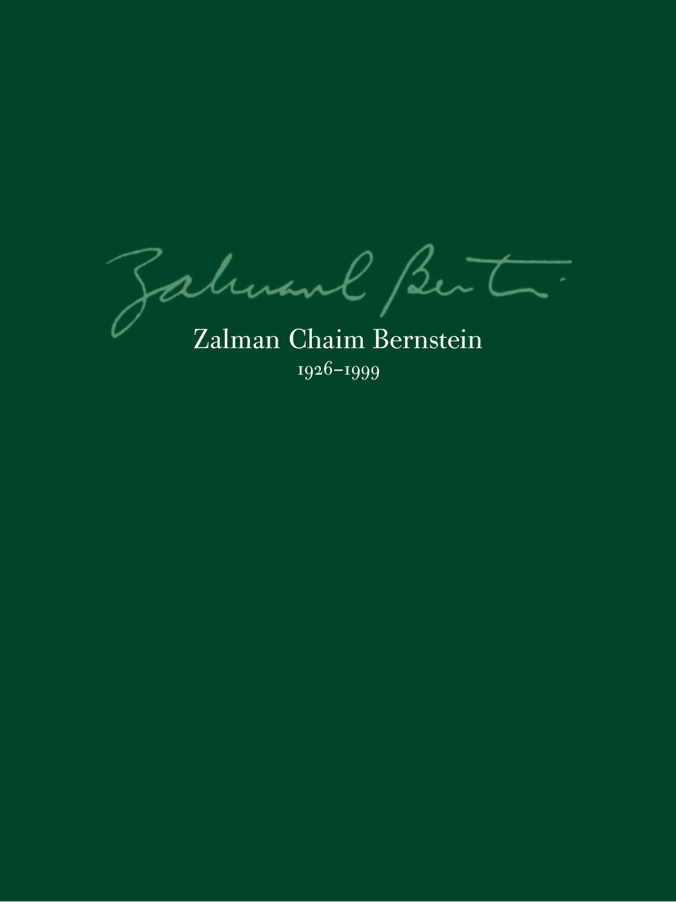# Zalman Chaim Bernstein

1926–1999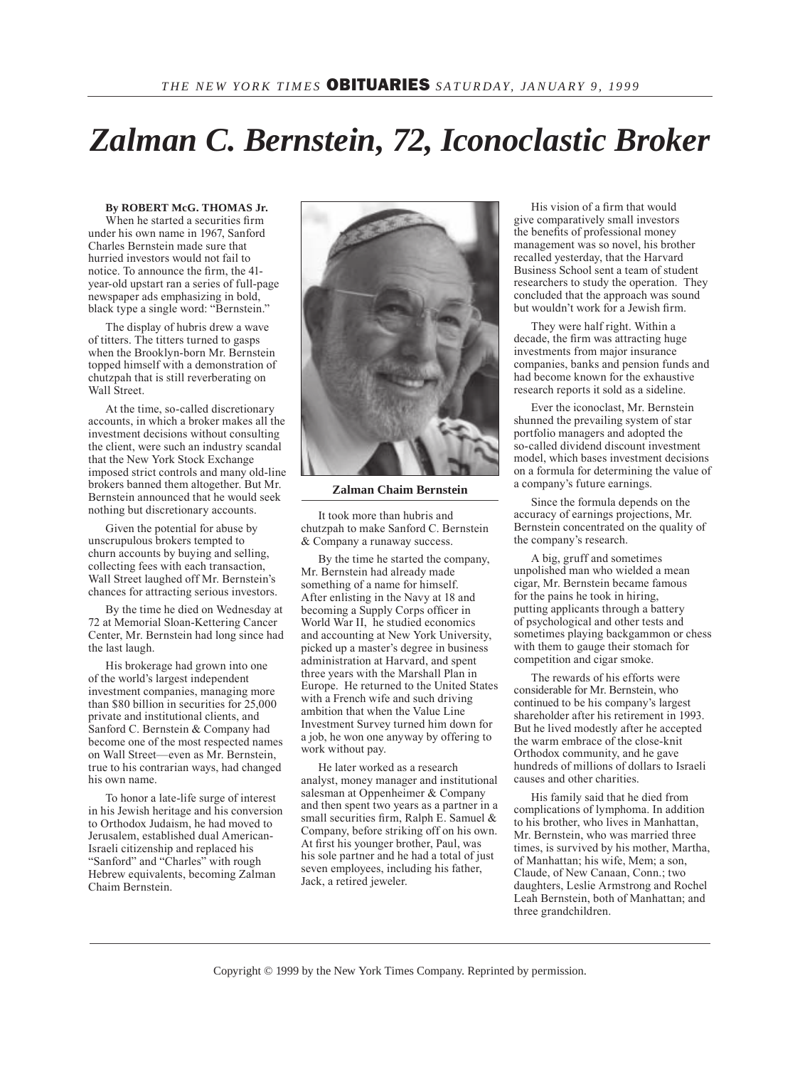# Zalman C. Bernstein, 72, Iconoclastic Broker

**By ROBERT McG. THOMAS Jr.**

When he started a securities firm under his own name in 1967, Sanford Charles Bernstein made sure that hurried investors would not fail to notice. To announce the firm, the 41-year-old upstart ran a series of full-page newspaper ads emphasizing in bold, black type a single word: "Bernstein."

The display of hubris drew a wave of titters. The titters turned to gasps when the Brooklyn-born Mr. Bernstein topped himself with a demonstration of chutzpah that is still reverberating on Wall Street.

At the time, so-called discretionary accounts, in which a broker makes all the investment decisions without consulting the client, were such an industry scandal that the New York Stock Exchange imposed strict controls and many old-line brokers banned them altogether. But Mr. Bernstein announced that he would seek nothing but discretionary accounts.

Given the potential for abuse by unscrupulous brokers tempted to churn accounts by buying and selling, collecting fees with each transaction, Wall Street laughed off Mr. Bernstein's chances for attracting serious investors.

By the time he died on Wednesday at 72 at Memorial Sloan-Kettering Cancer Center, Mr. Bernstein had long since had the last laugh.

His brokerage had grown into one of the world's largest independent investment companies, managing more than $80 billion in securities for 25,000 private and institutional clients, and Sanford C. Bernstein & Company had become one of the most respected names on Wall Street—even as Mr. Bernstein, true to his contrarian ways, had changed his own name.

To honor a late-life surge of interest in his Jewish heritage and his conversion to Orthodox Judaism, he had moved to Jerusalem, established dual American-Israeli citizenship and replaced his "Sanford" and "Charles" with rough Hebrew equivalents, becoming Zalman Chaim Bernstein.

**Zalman Chaim Bernstein**

It took more than hubris and chutzpah to make Sanford C. Bernstein & Company a runaway success.

By the time he started the company, Mr. Bernstein had already made something of a name for himself. After enlisting in the Navy at 18 and becoming a Supply Corps officer in World War II, he studied economics and accounting at New York University, picked up a master's degree in business administration at Harvard, and spent three years with the Marshall Plan in Europe. He returned to the United States with a French wife and such driving ambition that when the Value Line Investment Survey turned him down for a job, he won one anyway by offering to work without pay.

He later worked as a research analyst, money manager and institutional salesman at Oppenheimer & Company and then spent two years as a partner in a small securities firm, Ralph E. Samuel & Company, before striking off on his own. At first his younger brother, Paul, was his sole partner and he had a total of just seven employees, including his father, Jack, a retired jeweler.

His vision of a firm that would give comparatively small investors the benefits of professional money management was so novel, his brother recalled yesterday, that the Harvard Business School sent a team of student researchers to study the operation. They concluded that the approach was sound but wouldn't work for a Jewish firm.

They were half right. Within a decade, the firm was attracting huge investments from major insurance companies, banks and pension funds and had become known for the exhaustive research reports it sold as a sideline.

Ever the iconoclast, Mr. Bernstein shunned the prevailing system of star portfolio managers and adopted the so-called dividend discount investment model, which bases investment decisions on a formula for determining the value of a company's future earnings.

Since the formula depends on the accuracy of earnings projections, Mr. Bernstein concentrated on the quality of the company's research.

A big, gruff and sometimes unpolished man who wielded a mean cigar, Mr. Bernstein became famous for the pains he took in hiring, putting applicants through a battery of psychological and other tests and sometimes playing backgammon or chess with them to gauge their stomach for competition and cigar smoke.

The rewards of his efforts were considerable for Mr. Bernstein, who continued to be his company's largest shareholder after his retirement in 1993. But he lived modestly after he accepted the warm embrace of the close-knit Orthodox community, and he gave hundreds of millions of dollars to Israeli causes and other charities.

His family said that he died from complications of lymphoma. In addition to his brother, who lives in Manhattan, Mr. Bernstein, who was married three times, is survived by his mother, Martha, of Manhattan; his wife, Mem; a son, Claude, of New Canaan, Conn.; two daughters, Leslie Armstrong and Rochel Leah Bernstein, both of Manhattan; and three grandchildren.

Copyright © 1999 by the New York Times Company. Reprinted by permission.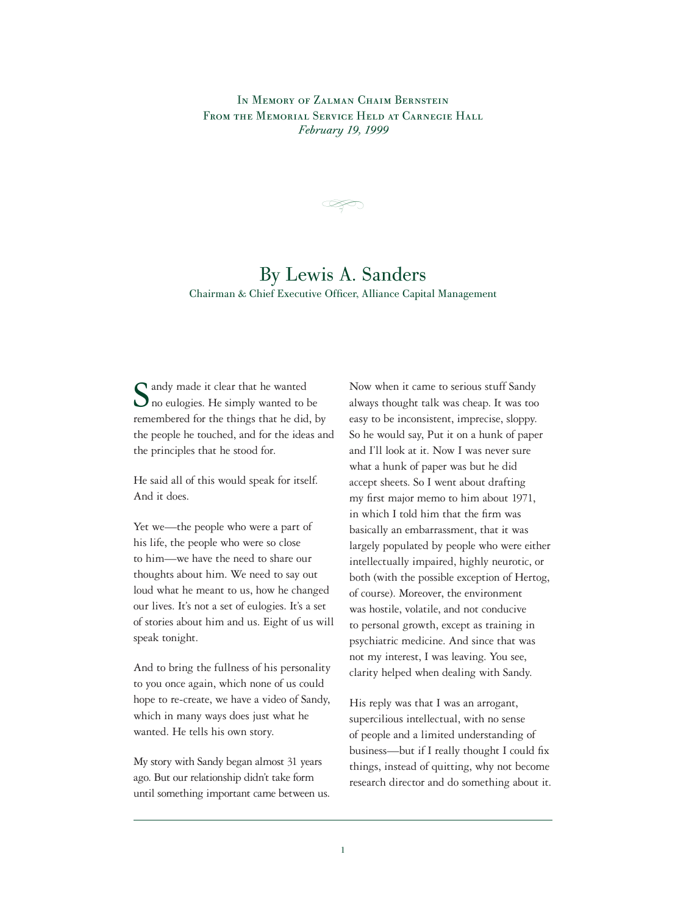In Memory of Zalman Chaim Bernstein
From the Memorial Service Held at Carnegie Hall
*February 19, 1999*

## By Lewis A. Sanders

Chairman & Chief Executive Officer, Alliance Capital Management

Sandy made it clear that he wanted no eulogies. He simply wanted to be remembered for the things that he did, by the people he touched, and for the ideas and the principles that he stood for.

He said all of this would speak for itself. And it does.

Yet we—the people who were a part of his life, the people who were so close to him—we have the need to share our thoughts about him. We need to say out loud what he meant to us, how he changed our lives. It's not a set of eulogies. It's a set of stories about him and us. Eight of us will speak tonight.

And to bring the fullness of his personality to you once again, which none of us could hope to re-create, we have a video of Sandy, which in many ways does just what he wanted. He tells his own story.

My story with Sandy began almost 31 years ago. But our relationship didn't take form until something important came between us. Now when it came to serious stuff Sandy always thought talk was cheap. It was too easy to be inconsistent, imprecise, sloppy. So he would say, Put it on a hunk of paper and I'll look at it. Now I was never sure what a hunk of paper was but he did accept sheets. So I went about drafting my first major memo to him about 1971, in which I told him that the firm was basically an embarrassment, that it was largely populated by people who were either intellectually impaired, highly neurotic, or both (with the possible exception of Hertog, of course). Moreover, the environment was hostile, volatile, and not conducive to personal growth, except as training in psychiatric medicine. And since that was not my interest, I was leaving. You see, clarity helped when dealing with Sandy.

His reply was that I was an arrogant, supercilious intellectual, with no sense of people and a limited understanding of business—but if I really thought I could fix things, instead of quitting, why not become research director and do something about it.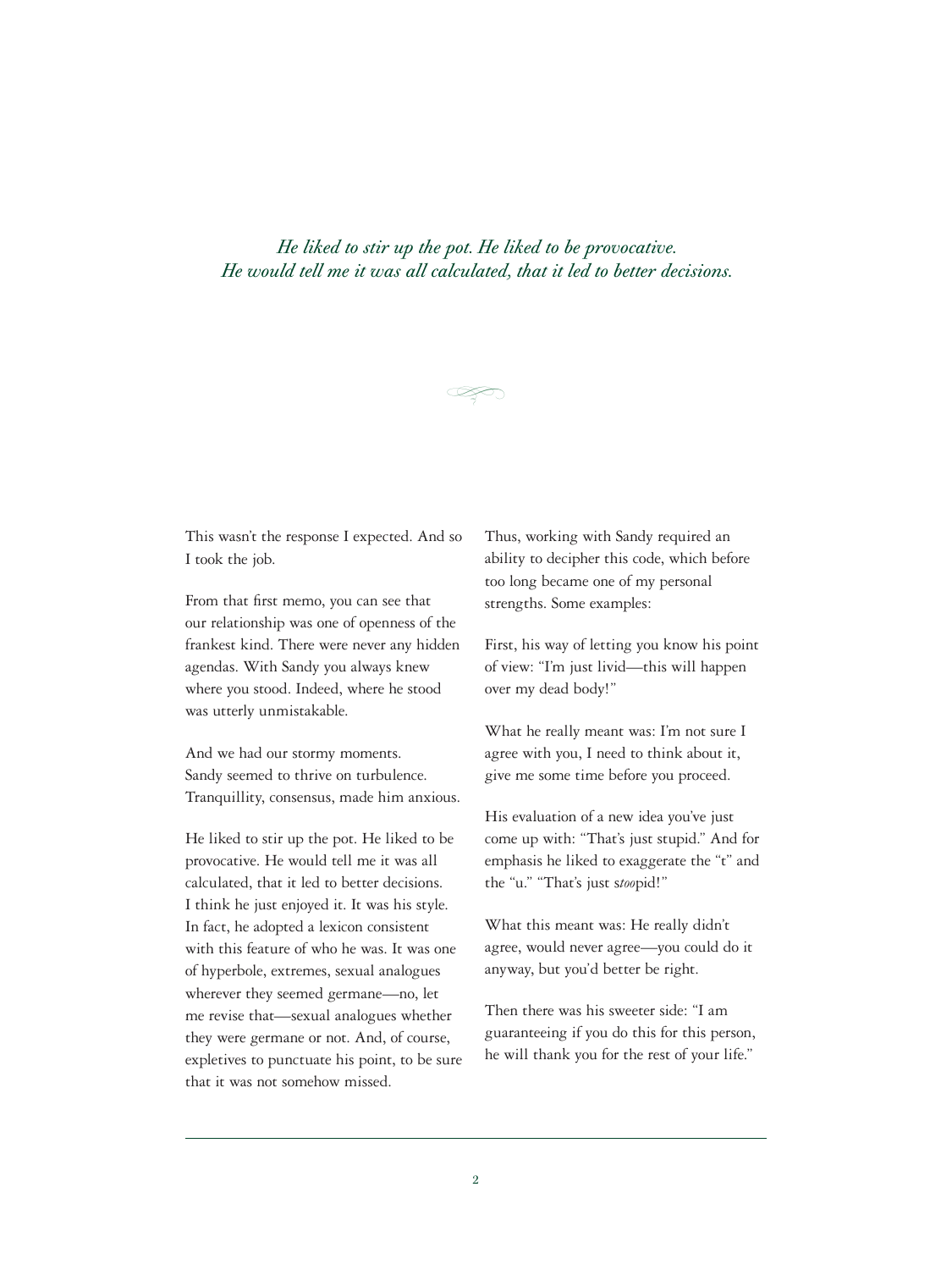*He liked to stir up the pot. He liked to be provocative. He would tell me it was all calculated, that it led to better decisions.*

This wasn't the response I expected. And so I took the job.

From that first memo, you can see that our relationship was one of openness of the frankest kind. There were never any hidden agendas. With Sandy you always knew where you stood. Indeed, where he stood was utterly unmistakable.

And we had our stormy moments. Sandy seemed to thrive on turbulence. Tranquillity, consensus, made him anxious.

He liked to stir up the pot. He liked to be provocative. He would tell me it was all calculated, that it led to better decisions. I think he just enjoyed it. It was his style. In fact, he adopted a lexicon consistent with this feature of who he was. It was one of hyperbole, extremes, sexual analogues wherever they seemed germane—no, let me revise that—sexual analogues whether they were germane or not. And, of course, expletives to punctuate his point, to be sure that it was not somehow missed.

Thus, working with Sandy required an ability to decipher this code, which before too long became one of my personal strengths. Some examples:

First, his way of letting you know his point of view: "I'm just livid—this will happen over my dead body!"

What he really meant was: I'm not sure I agree with you, I need to think about it, give me some time before you proceed.

His evaluation of a new idea you've just come up with: "That's just stupid." And for emphasis he liked to exaggerate the "t" and the "u." "That's just s*too*pid!"

What this meant was: He really didn't agree, would never agree—you could do it anyway, but you'd better be right.

Then there was his sweeter side: "I am guaranteeing if you do this for this person, he will thank you for the rest of your life."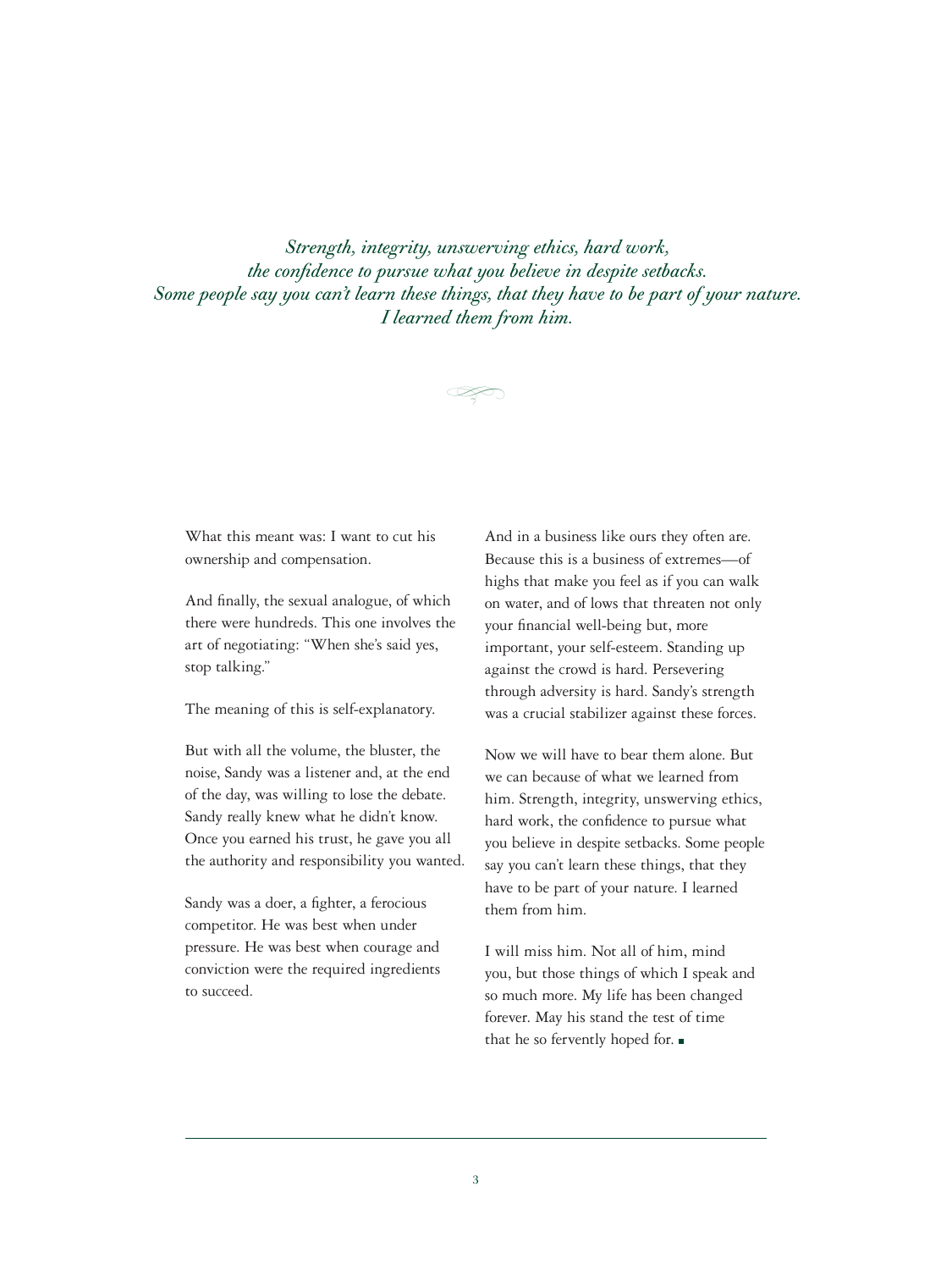*Strength, integrity, unswerving ethics, hard work, the confidence to pursue what you believe in despite setbacks. Some people say you can't learn these things, that they have to be part of your nature. I learned them from him.*

What this meant was: I want to cut his ownership and compensation.

And finally, the sexual analogue, of which there were hundreds. This one involves the art of negotiating: "When she's said yes, stop talking."

The meaning of this is self-explanatory.

But with all the volume, the bluster, the noise, Sandy was a listener and, at the end of the day, was willing to lose the debate. Sandy really knew what he didn't know. Once you earned his trust, he gave you all the authority and responsibility you wanted.

Sandy was a doer, a fighter, a ferocious competitor. He was best when under pressure. He was best when courage and conviction were the required ingredients to succeed.

And in a business like ours they often are. Because this is a business of extremes—of highs that make you feel as if you can walk on water, and of lows that threaten not only your financial well-being but, more important, your self-esteem. Standing up against the crowd is hard. Persevering through adversity is hard. Sandy's strength was a crucial stabilizer against these forces.

Now we will have to bear them alone. But we can because of what we learned from him. Strength, integrity, unswerving ethics, hard work, the confidence to pursue what you believe in despite setbacks. Some people say you can't learn these things, that they have to be part of your nature. I learned them from him.

I will miss him. Not all of him, mind you, but those things of which I speak and so much more. My life has been changed forever. May his stand the test of time that he so fervently hoped for. ■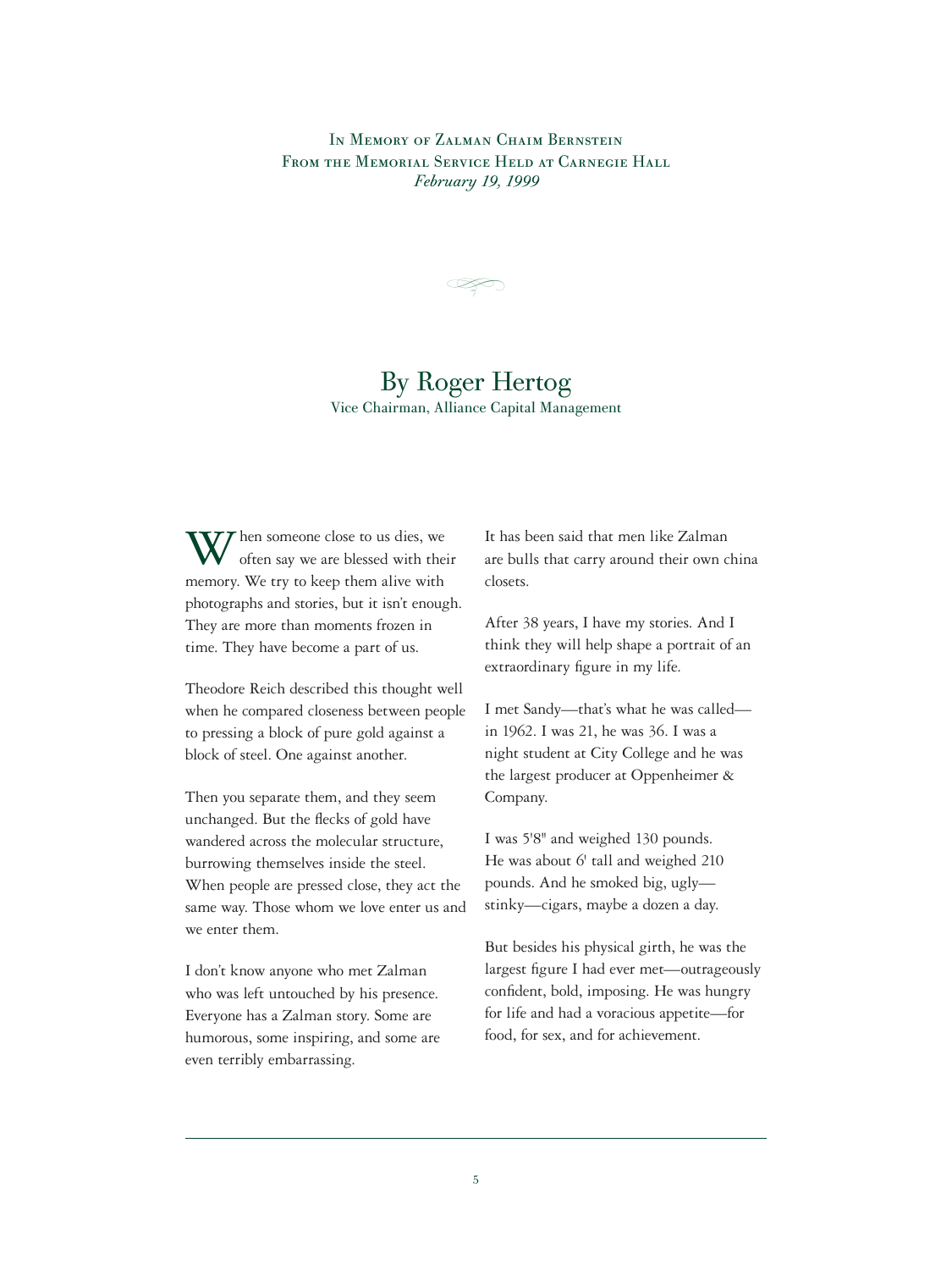In Memory of Zalman Chaim Bernstein
From the Memorial Service Held at Carnegie Hall
*February 19, 1999*

## By Roger Hertog

Vice Chairman, Alliance Capital Management

When someone close to us dies, we often say we are blessed with their memory. We try to keep them alive with photographs and stories, but it isn't enough. They are more than moments frozen in time. They have become a part of us.

Theodore Reich described this thought well when he compared closeness between people to pressing a block of pure gold against a block of steel. One against another.

Then you separate them, and they seem unchanged. But the flecks of gold have wandered across the molecular structure, burrowing themselves inside the steel. When people are pressed close, they act the same way. Those whom we love enter us and we enter them.

I don't know anyone who met Zalman who was left untouched by his presence. Everyone has a Zalman story. Some are humorous, some inspiring, and some are even terribly embarrassing.

It has been said that men like Zalman are bulls that carry around their own china closets.

After 38 years, I have my stories. And I think they will help shape a portrait of an extraordinary figure in my life.

I met Sandy—that's what he was called—in 1962. I was 21, he was 36. I was a night student at City College and he was the largest producer at Oppenheimer & Company.

I was 5'8" and weighed 130 pounds. He was about 6' tall and weighed 210 pounds. And he smoked big, ugly—stinky—cigars, maybe a dozen a day.

But besides his physical girth, he was the largest figure I had ever met—outrageously confident, bold, imposing. He was hungry for life and had a voracious appetite—for food, for sex, and for achievement.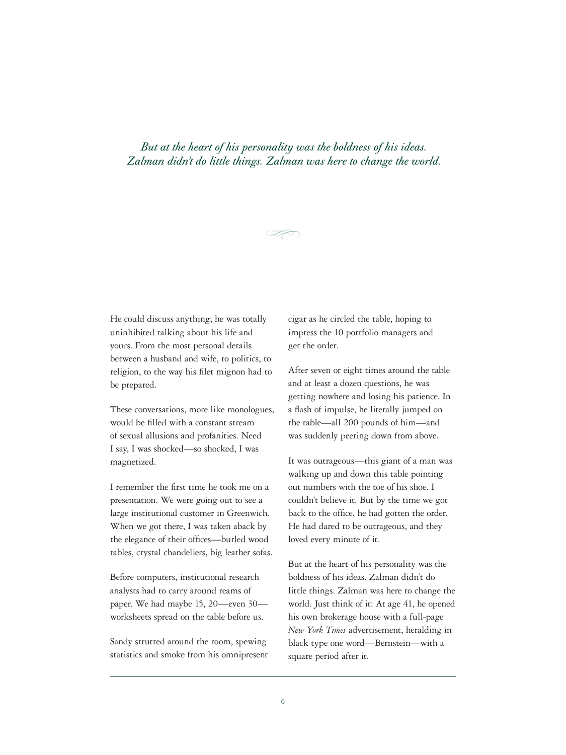*But at the heart of his personality was the boldness of his ideas. Zalman didn't do little things. Zalman was here to change the world.*

He could discuss anything; he was totally uninhibited talking about his life and yours. From the most personal details between a husband and wife, to politics, to religion, to the way his filet mignon had to be prepared.

These conversations, more like monologues, would be filled with a constant stream of sexual allusions and profanities. Need I say, I was shocked—so shocked, I was magnetized.

I remember the first time he took me on a presentation. We were going out to see a large institutional customer in Greenwich. When we got there, I was taken aback by the elegance of their offices—burled wood tables, crystal chandeliers, big leather sofas.

Before computers, institutional research analysts had to carry around reams of paper. We had maybe 15, 20—even 30—worksheets spread on the table before us.

Sandy strutted around the room, spewing statistics and smoke from his omnipresent cigar as he circled the table, hoping to impress the 10 portfolio managers and get the order.

After seven or eight times around the table and at least a dozen questions, he was getting nowhere and losing his patience. In a flash of impulse, he literally jumped on the table—all 200 pounds of him—and was suddenly peering down from above.

It was outrageous—this giant of a man was walking up and down this table pointing out numbers with the toe of his shoe. I couldn't believe it. But by the time we got back to the office, he had gotten the order. He had dared to be outrageous, and they loved every minute of it.

But at the heart of his personality was the boldness of his ideas. Zalman didn't do little things. Zalman was here to change the world. Just think of it: At age 41, he opened his own brokerage house with a full-page *New York Times* advertisement, heralding in black type one word—Bernstein—with a square period after it.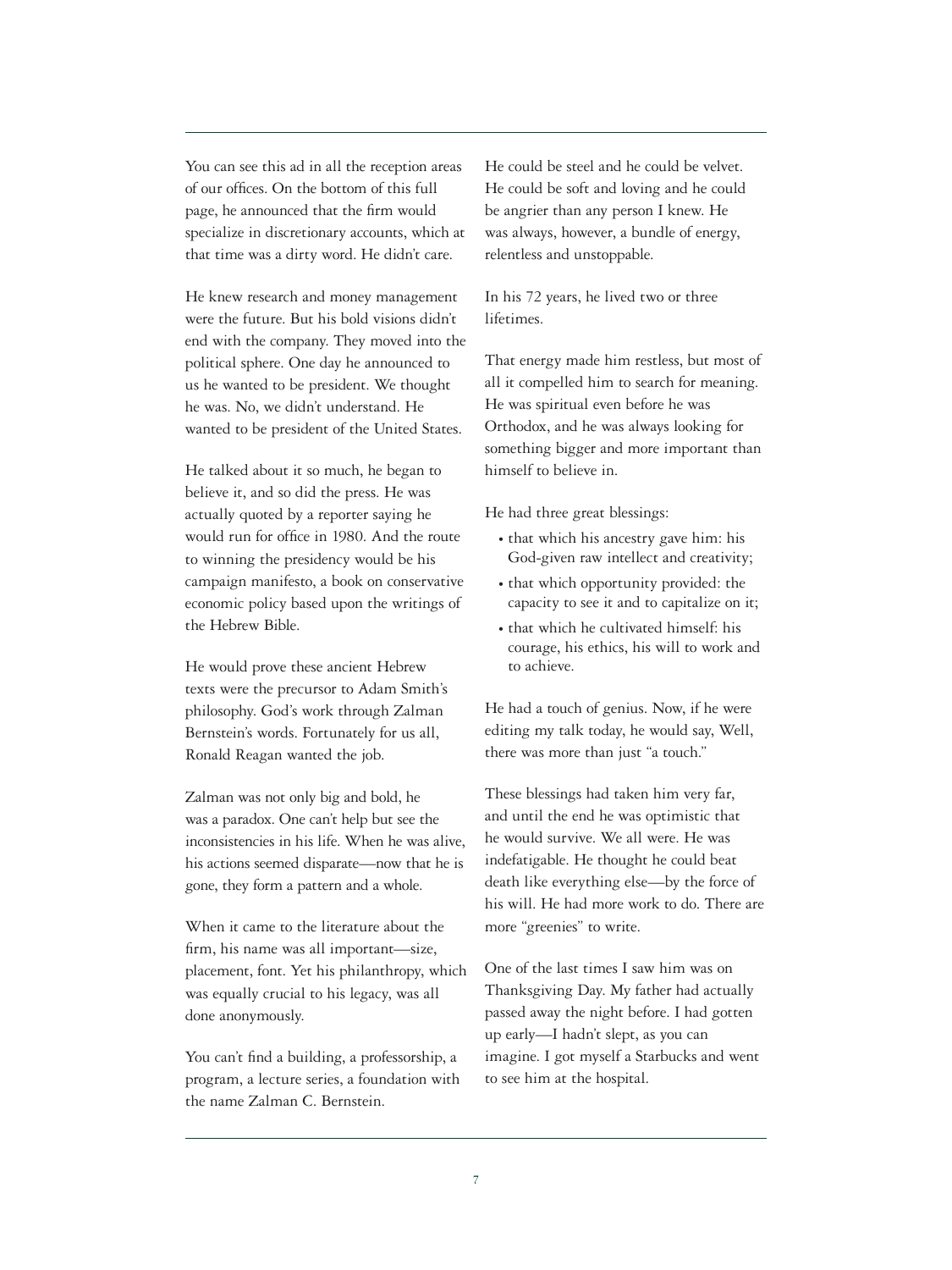You can see this ad in all the reception areas of our offices. On the bottom of this full page, he announced that the firm would specialize in discretionary accounts, which at that time was a dirty word. He didn't care.

He knew research and money management were the future. But his bold visions didn't end with the company. They moved into the political sphere. One day he announced to us he wanted to be president. We thought he was. No, we didn't understand. He wanted to be president of the United States.

He talked about it so much, he began to believe it, and so did the press. He was actually quoted by a reporter saying he would run for office in 1980. And the route to winning the presidency would be his campaign manifesto, a book on conservative economic policy based upon the writings of the Hebrew Bible.

He would prove these ancient Hebrew texts were the precursor to Adam Smith's philosophy. God's work through Zalman Bernstein's words. Fortunately for us all, Ronald Reagan wanted the job.

Zalman was not only big and bold, he was a paradox. One can't help but see the inconsistencies in his life. When he was alive, his actions seemed disparate—now that he is gone, they form a pattern and a whole.

When it came to the literature about the firm, his name was all important—size, placement, font. Yet his philanthropy, which was equally crucial to his legacy, was all done anonymously.

You can't find a building, a professorship, a program, a lecture series, a foundation with the name Zalman C. Bernstein.

He could be steel and he could be velvet. He could be soft and loving and he could be angrier than any person I knew. He was always, however, a bundle of energy, relentless and unstoppable.

In his 72 years, he lived two or three lifetimes.

That energy made him restless, but most of all it compelled him to search for meaning. He was spiritual even before he was Orthodox, and he was always looking for something bigger and more important than himself to believe in.

He had three great blessings:

- that which his ancestry gave him: his God-given raw intellect and creativity;
- that which opportunity provided: the capacity to see it and to capitalize on it;
- that which he cultivated himself: his courage, his ethics, his will to work and to achieve.

He had a touch of genius. Now, if he were editing my talk today, he would say, Well, there was more than just "a touch."

These blessings had taken him very far, and until the end he was optimistic that he would survive. We all were. He was indefatigable. He thought he could beat death like everything else—by the force of his will. He had more work to do. There are more "greenies" to write.

One of the last times I saw him was on Thanksgiving Day. My father had actually passed away the night before. I had gotten up early—I hadn't slept, as you can imagine. I got myself a Starbucks and went to see him at the hospital.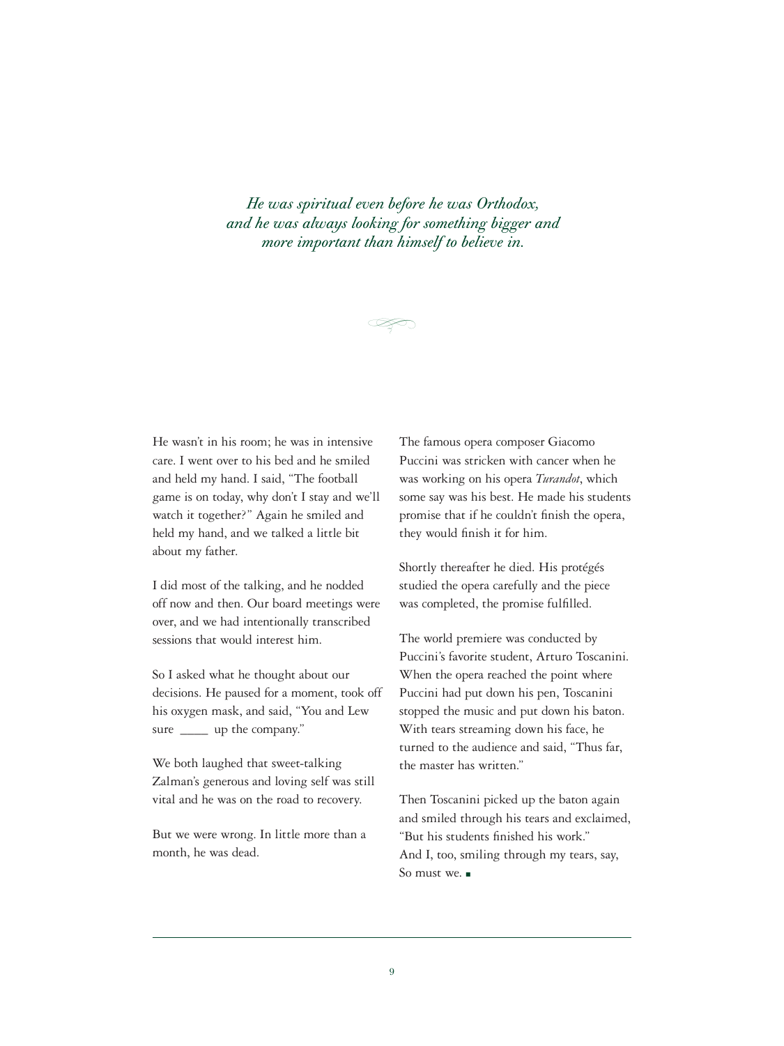*He was spiritual even before he was Orthodox, and he was always looking for something bigger and more important than himself to believe in.*

He wasn't in his room; he was in intensive care. I went over to his bed and he smiled and held my hand. I said, "The football game is on today, why don't I stay and we'll watch it together?" Again he smiled and held my hand, and we talked a little bit about my father.

I did most of the talking, and he nodded off now and then. Our board meetings were over, and we had intentionally transcribed sessions that would interest him.

So I asked what he thought about our decisions. He paused for a moment, took off his oxygen mask, and said, "You and Lew sure ____ up the company."

We both laughed that sweet-talking Zalman's generous and loving self was still vital and he was on the road to recovery.

But we were wrong. In little more than a month, he was dead.

The famous opera composer Giacomo Puccini was stricken with cancer when he was working on his opera *Turandot*, which some say was his best. He made his students promise that if he couldn't finish the opera, they would finish it for him.

Shortly thereafter he died. His protégés studied the opera carefully and the piece was completed, the promise fulfilled.

The world premiere was conducted by Puccini's favorite student, Arturo Toscanini. When the opera reached the point where Puccini had put down his pen, Toscanini stopped the music and put down his baton. With tears streaming down his face, he turned to the audience and said, "Thus far, the master has written."

Then Toscanini picked up the baton again and smiled through his tears and exclaimed, "But his students finished his work." And I, too, smiling through my tears, say, So must we. ■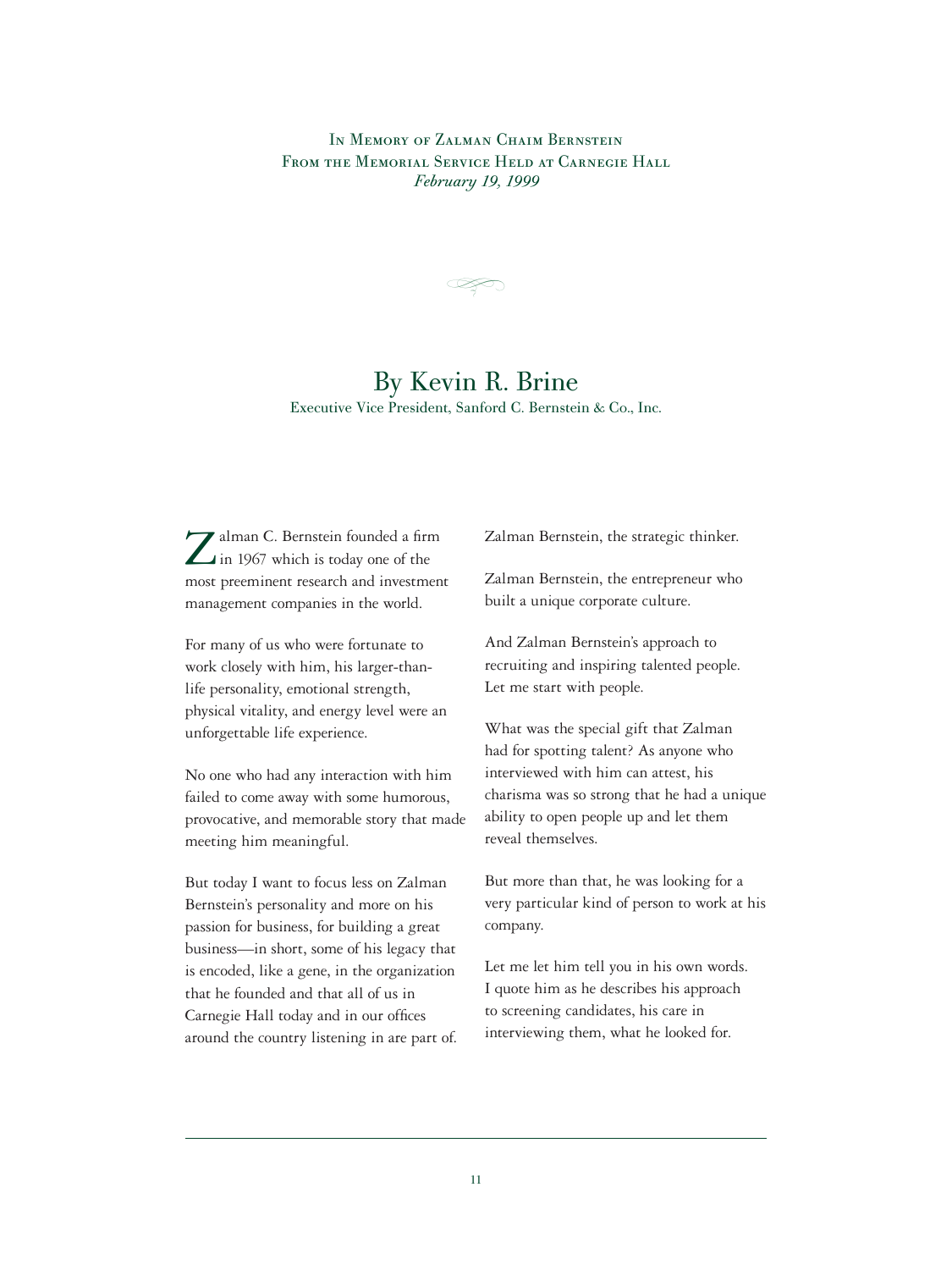In Memory of Zalman Chaim Bernstein
From the Memorial Service Held at Carnegie Hall
*February 19, 1999*

# By Kevin R. Brine

Executive Vice President, Sanford C. Bernstein & Co., Inc.

Zalman C. Bernstein founded a firm in 1967 which is today one of the most preeminent research and investment management companies in the world.

For many of us who were fortunate to work closely with him, his larger-than-life personality, emotional strength, physical vitality, and energy level were an unforgettable life experience.

No one who had any interaction with him failed to come away with some humorous, provocative, and memorable story that made meeting him meaningful.

But today I want to focus less on Zalman Bernstein's personality and more on his passion for business, for building a great business—in short, some of his legacy that is encoded, like a gene, in the organization that he founded and that all of us in Carnegie Hall today and in our offices around the country listening in are part of.

Zalman Bernstein, the strategic thinker.

Zalman Bernstein, the entrepreneur who built a unique corporate culture.

And Zalman Bernstein's approach to recruiting and inspiring talented people. Let me start with people.

What was the special gift that Zalman had for spotting talent? As anyone who interviewed with him can attest, his charisma was so strong that he had a unique ability to open people up and let them reveal themselves.

But more than that, he was looking for a very particular kind of person to work at his company.

Let me let him tell you in his own words. I quote him as he describes his approach to screening candidates, his care in interviewing them, what he looked for.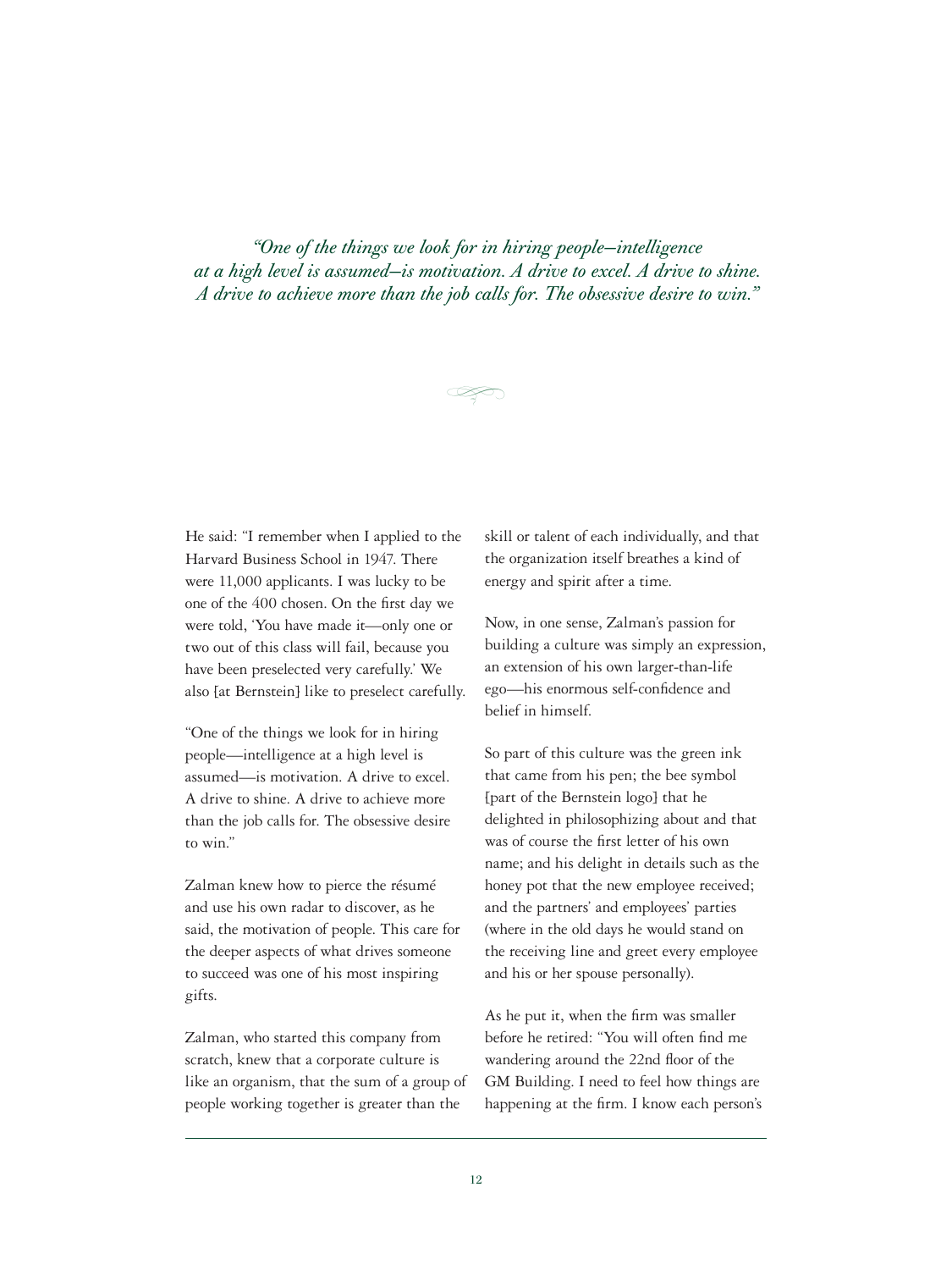*"One of the things we look for in hiring people–intelligence at a high level is assumed–is motivation. A drive to excel. A drive to shine. A drive to achieve more than the job calls for. The obsessive desire to win."*

He said: "I remember when I applied to the Harvard Business School in 1947. There were 11,000 applicants. I was lucky to be one of the 400 chosen. On the first day we were told, 'You have made it—only one or two out of this class will fail, because you have been preselected very carefully.' We also [at Bernstein] like to preselect carefully.

"One of the things we look for in hiring people—intelligence at a high level is assumed—is motivation. A drive to excel. A drive to shine. A drive to achieve more than the job calls for. The obsessive desire to win."

Zalman knew how to pierce the résumé and use his own radar to discover, as he said, the motivation of people. This care for the deeper aspects of what drives someone to succeed was one of his most inspiring gifts.

Zalman, who started this company from scratch, knew that a corporate culture is like an organism, that the sum of a group of people working together is greater than the skill or talent of each individually, and that the organization itself breathes a kind of energy and spirit after a time.

Now, in one sense, Zalman's passion for building a culture was simply an expression, an extension of his own larger-than-life ego—his enormous self-confidence and belief in himself.

So part of this culture was the green ink that came from his pen; the bee symbol [part of the Bernstein logo] that he delighted in philosophizing about and that was of course the first letter of his own name; and his delight in details such as the honey pot that the new employee received; and the partners' and employees' parties (where in the old days he would stand on the receiving line and greet every employee and his or her spouse personally).

As he put it, when the firm was smaller before he retired: "You will often find me wandering around the 22nd floor of the GM Building. I need to feel how things are happening at the firm. I know each person's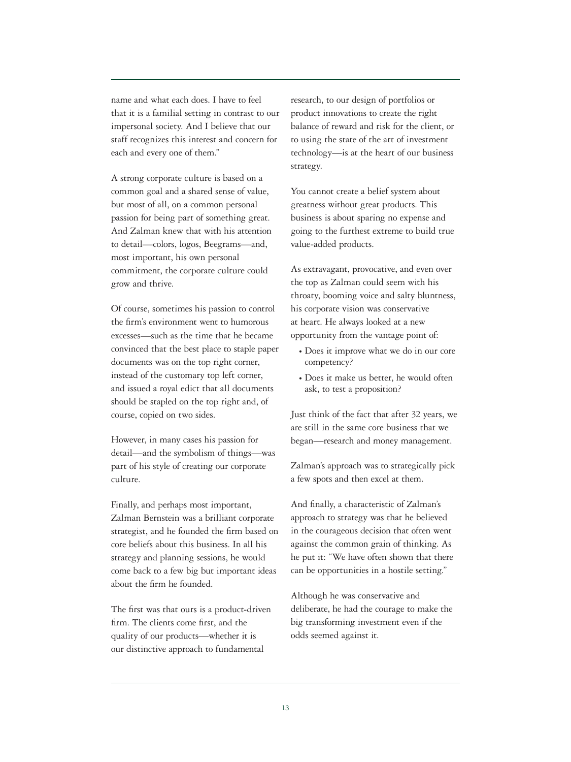name and what each does. I have to feel that it is a familial setting in contrast to our impersonal society. And I believe that our staff recognizes this interest and concern for each and every one of them."

A strong corporate culture is based on a common goal and a shared sense of value, but most of all, on a common personal passion for being part of something great. And Zalman knew that with his attention to detail—colors, logos, Beegrams—and, most important, his own personal commitment, the corporate culture could grow and thrive.

Of course, sometimes his passion to control the firm's environment went to humorous excesses—such as the time that he became convinced that the best place to staple paper documents was on the top right corner, instead of the customary top left corner, and issued a royal edict that all documents should be stapled on the top right and, of course, copied on two sides.

However, in many cases his passion for detail—and the symbolism of things—was part of his style of creating our corporate culture.

Finally, and perhaps most important, Zalman Bernstein was a brilliant corporate strategist, and he founded the firm based on core beliefs about this business. In all his strategy and planning sessions, he would come back to a few big but important ideas about the firm he founded.

The first was that ours is a product-driven firm. The clients come first, and the quality of our products—whether it is our distinctive approach to fundamental research, to our design of portfolios or product innovations to create the right balance of reward and risk for the client, or to using the state of the art of investment technology—is at the heart of our business strategy.

You cannot create a belief system about greatness without great products. This business is about sparing no expense and going to the furthest extreme to build true value-added products.

As extravagant, provocative, and even over the top as Zalman could seem with his throaty, booming voice and salty bluntness, his corporate vision was conservative at heart. He always looked at a new opportunity from the vantage point of:

- Does it improve what we do in our core competency?
- Does it make us better, he would often ask, to test a proposition?

Just think of the fact that after 32 years, we are still in the same core business that we began—research and money management.

Zalman's approach was to strategically pick a few spots and then excel at them.

And finally, a characteristic of Zalman's approach to strategy was that he believed in the courageous decision that often went against the common grain of thinking. As he put it: "We have often shown that there can be opportunities in a hostile setting."

Although he was conservative and deliberate, he had the courage to make the big transforming investment even if the odds seemed against it.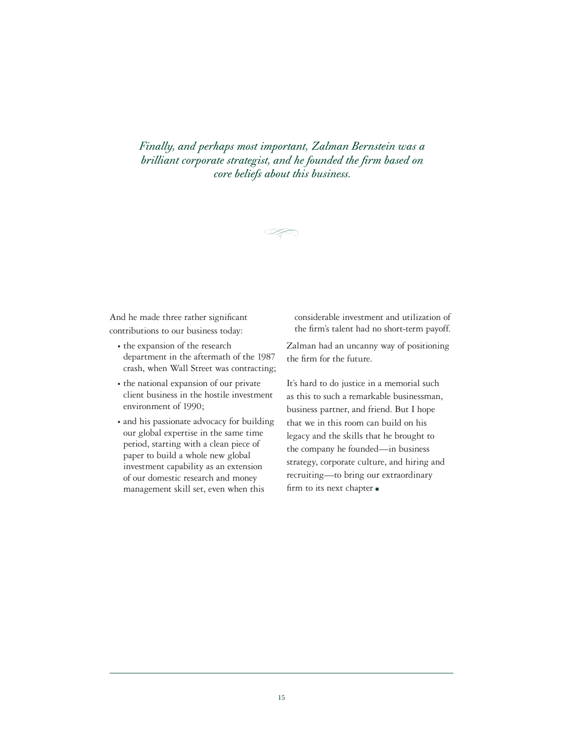*Finally, and perhaps most important, Zalman Bernstein was a brilliant corporate strategist, and he founded the firm based on core beliefs about this business.*

And he made three rather significant contributions to our business today:

- the expansion of the research department in the aftermath of the 1987 crash, when Wall Street was contracting;
- the national expansion of our private client business in the hostile investment environment of 1990;
- and his passionate advocacy for building our global expertise in the same time period, starting with a clean piece of paper to build a whole new global investment capability as an extension of our domestic research and money management skill set, even when this considerable investment and utilization of the firm's talent had no short-term payoff.

Zalman had an uncanny way of positioning the firm for the future.

It's hard to do justice in a memorial such as this to such a remarkable businessman, business partner, and friend. But I hope that we in this room can build on his legacy and the skills that he brought to the company he founded—in business strategy, corporate culture, and hiring and recruiting—to bring our extraordinary firm to its next chapter ▪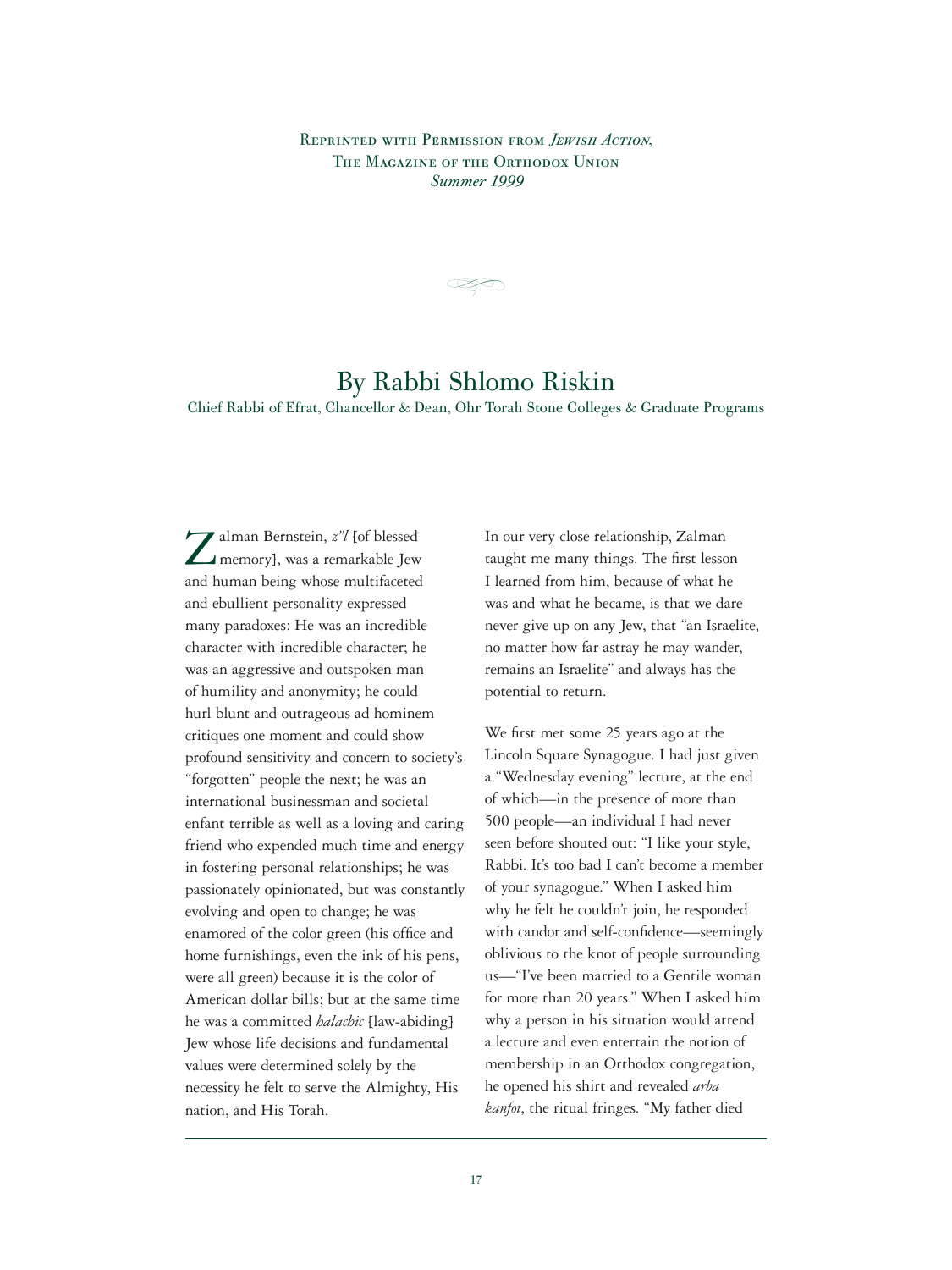Reprinted with Permission from *Jewish Action*,
The Magazine of the Orthodox Union
*Summer 1999*

## By Rabbi Shlomo Riskin

Chief Rabbi of Efrat, Chancellor & Dean, Ohr Torah Stone Colleges & Graduate Programs

Zalman Bernstein, *z"l* [of blessed memory], was a remarkable Jew and human being whose multifaceted and ebullient personality expressed many paradoxes: He was an incredible character with incredible character; he was an aggressive and outspoken man of humility and anonymity; he could hurl blunt and outrageous ad hominem critiques one moment and could show profound sensitivity and concern to society's "forgotten" people the next; he was an international businessman and societal enfant terrible as well as a loving and caring friend who expended much time and energy in fostering personal relationships; he was passionately opinionated, but was constantly evolving and open to change; he was enamored of the color green (his office and home furnishings, even the ink of his pens, were all green) because it is the color of American dollar bills; but at the same time he was a committed *halachic* [law-abiding] Jew whose life decisions and fundamental values were determined solely by the necessity he felt to serve the Almighty, His nation, and His Torah.

In our very close relationship, Zalman taught me many things. The first lesson I learned from him, because of what he was and what he became, is that we dare never give up on any Jew, that "an Israelite, no matter how far astray he may wander, remains an Israelite" and always has the potential to return.

We first met some 25 years ago at the Lincoln Square Synagogue. I had just given a "Wednesday evening" lecture, at the end of which—in the presence of more than 500 people—an individual I had never seen before shouted out: "I like your style, Rabbi. It's too bad I can't become a member of your synagogue." When I asked him why he felt he couldn't join, he responded with candor and self-confidence—seemingly oblivious to the knot of people surrounding us—"I've been married to a Gentile woman for more than 20 years." When I asked him why a person in his situation would attend a lecture and even entertain the notion of membership in an Orthodox congregation, he opened his shirt and revealed *arba kanfot*, the ritual fringes. "My father died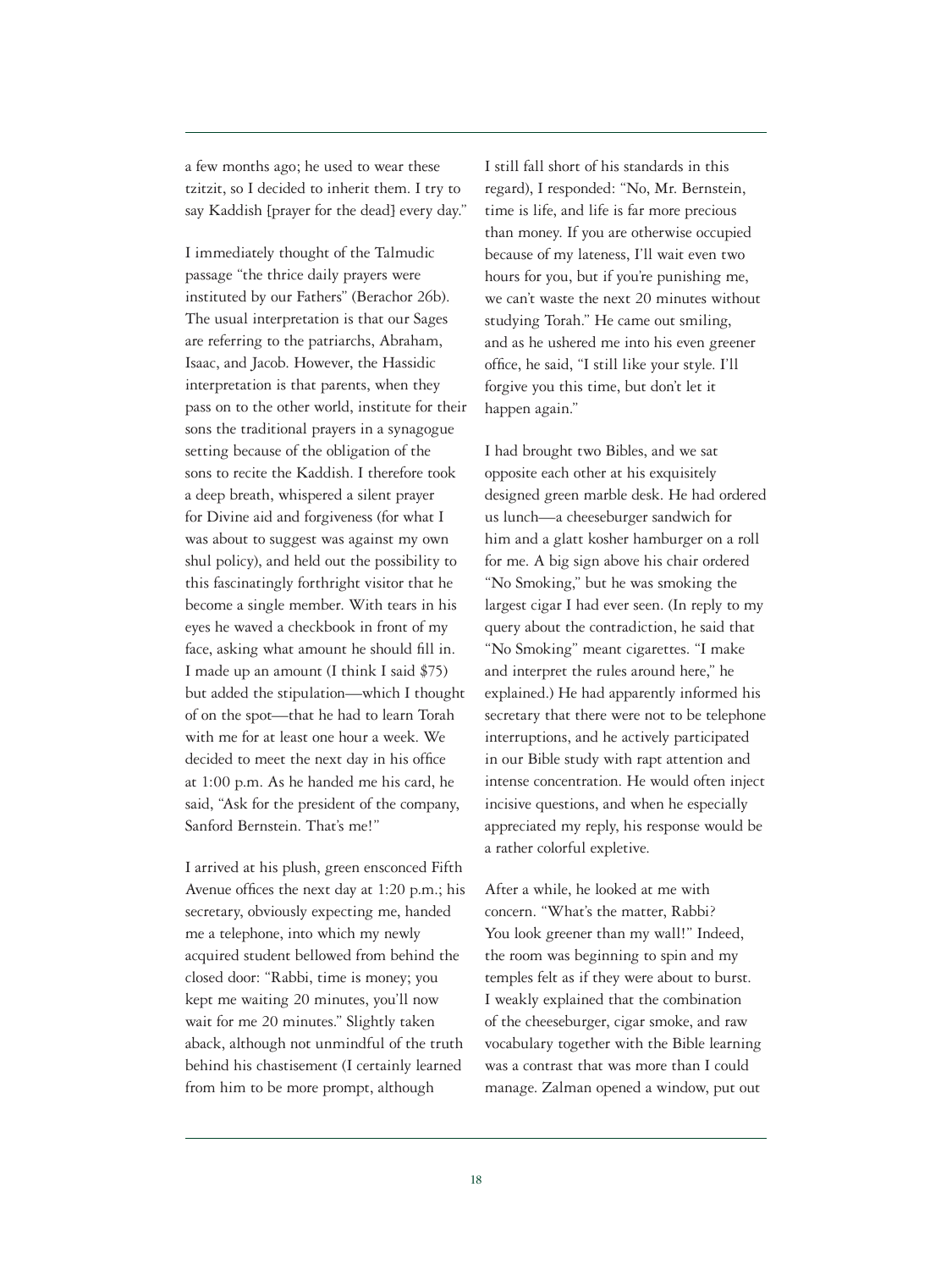a few months ago; he used to wear these tzitzit, so I decided to inherit them. I try to say Kaddish [prayer for the dead] every day."

I immediately thought of the Talmudic passage "the thrice daily prayers were instituted by our Fathers" (Berachor 26b). The usual interpretation is that our Sages are referring to the patriarchs, Abraham, Isaac, and Jacob. However, the Hassidic interpretation is that parents, when they pass on to the other world, institute for their sons the traditional prayers in a synagogue setting because of the obligation of the sons to recite the Kaddish. I therefore took a deep breath, whispered a silent prayer for Divine aid and forgiveness (for what I was about to suggest was against my own shul policy), and held out the possibility to this fascinatingly forthright visitor that he become a single member. With tears in his eyes he waved a checkbook in front of my face, asking what amount he should fill in. I made up an amount (I think I said $75) but added the stipulation—which I thought of on the spot—that he had to learn Torah with me for at least one hour a week. We decided to meet the next day in his office at 1:00 p.m. As he handed me his card, he said, "Ask for the president of the company, Sanford Bernstein. That's me!"

I arrived at his plush, green ensconced Fifth Avenue offices the next day at 1:20 p.m.; his secretary, obviously expecting me, handed me a telephone, into which my newly acquired student bellowed from behind the closed door: "Rabbi, time is money; you kept me waiting 20 minutes, you'll now wait for me 20 minutes." Slightly taken aback, although not unmindful of the truth behind his chastisement (I certainly learned from him to be more prompt, although I still fall short of his standards in this regard), I responded: "No, Mr. Bernstein, time is life, and life is far more precious than money. If you are otherwise occupied because of my lateness, I'll wait even two hours for you, but if you're punishing me, we can't waste the next 20 minutes without studying Torah." He came out smiling, and as he ushered me into his even greener office, he said, "I still like your style. I'll forgive you this time, but don't let it happen again."

I had brought two Bibles, and we sat opposite each other at his exquisitely designed green marble desk. He had ordered us lunch—a cheeseburger sandwich for him and a glatt kosher hamburger on a roll for me. A big sign above his chair ordered "No Smoking," but he was smoking the largest cigar I had ever seen. (In reply to my query about the contradiction, he said that "No Smoking" meant cigarettes. "I make and interpret the rules around here," he explained.) He had apparently informed his secretary that there were not to be telephone interruptions, and he actively participated in our Bible study with rapt attention and intense concentration. He would often inject incisive questions, and when he especially appreciated my reply, his response would be a rather colorful expletive.

After a while, he looked at me with concern. "What's the matter, Rabbi? You look greener than my wall!" Indeed, the room was beginning to spin and my temples felt as if they were about to burst. I weakly explained that the combination of the cheeseburger, cigar smoke, and raw vocabulary together with the Bible learning was a contrast that was more than I could manage. Zalman opened a window, put out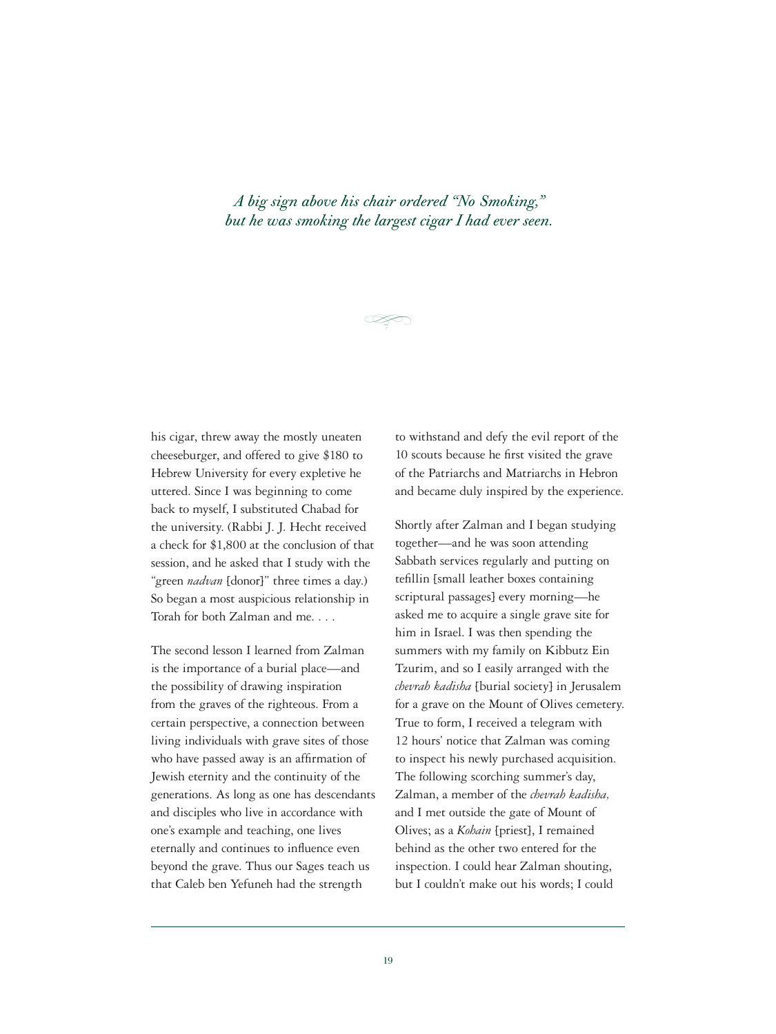*A big sign above his chair ordered "No Smoking," but he was smoking the largest cigar I had ever seen.*

his cigar, threw away the mostly uneaten cheeseburger, and offered to give $180 to Hebrew University for every expletive he uttered. Since I was beginning to come back to myself, I substituted Chabad for the university. (Rabbi J. J. Hecht received a check for $1,800 at the conclusion of that session, and he asked that I study with the "green *nadvan* [donor]" three times a day.) So began a most auspicious relationship in Torah for both Zalman and me. . . .

The second lesson I learned from Zalman is the importance of a burial place—and the possibility of drawing inspiration from the graves of the righteous. From a certain perspective, a connection between living individuals with grave sites of those who have passed away is an affirmation of Jewish eternity and the continuity of the generations. As long as one has descendants and disciples who live in accordance with one's example and teaching, one lives eternally and continues to influence even beyond the grave. Thus our Sages teach us that Caleb ben Yefuneh had the strength to withstand and defy the evil report of the 10 scouts because he first visited the grave of the Patriarchs and Matriarchs in Hebron and became duly inspired by the experience.

Shortly after Zalman and I began studying together—and he was soon attending Sabbath services regularly and putting on tefillin [small leather boxes containing scriptural passages] every morning—he asked me to acquire a single grave site for him in Israel. I was then spending the summers with my family on Kibbutz Ein Tzurim, and so I easily arranged with the *chevrah kadisha* [burial society] in Jerusalem for a grave on the Mount of Olives cemetery. True to form, I received a telegram with 12 hours' notice that Zalman was coming to inspect his newly purchased acquisition. The following scorching summer's day, Zalman, a member of the *chevrah kadisha,* and I met outside the gate of Mount of Olives; as a *Kohain* [priest], I remained behind as the other two entered for the inspection. I could hear Zalman shouting, but I couldn't make out his words; I could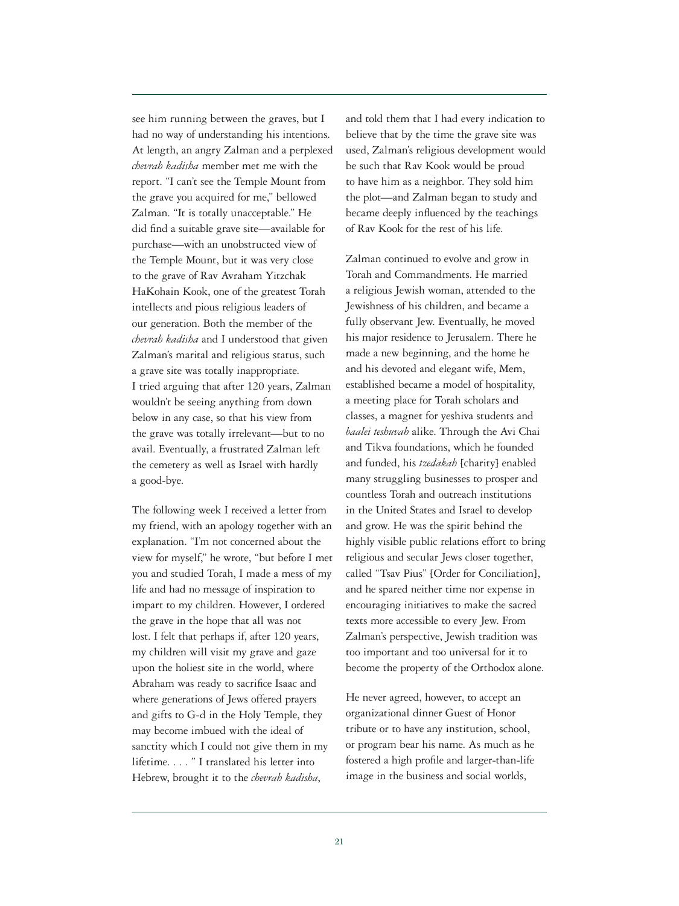see him running between the graves, but I had no way of understanding his intentions. At length, an angry Zalman and a perplexed *chevrah kadisha* member met me with the report. "I can't see the Temple Mount from the grave you acquired for me," bellowed Zalman. "It is totally unacceptable." He did find a suitable grave site—available for purchase—with an unobstructed view of the Temple Mount, but it was very close to the grave of Rav Avraham Yitzchak HaKohain Kook, one of the greatest Torah intellects and pious religious leaders of our generation. Both the member of the *chevrah kadisha* and I understood that given Zalman's marital and religious status, such a grave site was totally inappropriate. I tried arguing that after 120 years, Zalman wouldn't be seeing anything from down below in any case, so that his view from the grave was totally irrelevant—but to no avail. Eventually, a frustrated Zalman left the cemetery as well as Israel with hardly a good-bye.

The following week I received a letter from my friend, with an apology together with an explanation. "I'm not concerned about the view for myself," he wrote, "but before I met you and studied Torah, I made a mess of my life and had no message of inspiration to impart to my children. However, I ordered the grave in the hope that all was not lost. I felt that perhaps if, after 120 years, my children will visit my grave and gaze upon the holiest site in the world, where Abraham was ready to sacrifice Isaac and where generations of Jews offered prayers and gifts to G-d in the Holy Temple, they may become imbued with the ideal of sanctity which I could not give them in my lifetime. . . . " I translated his letter into Hebrew, brought it to the *chevrah kadisha*, and told them that I had every indication to believe that by the time the grave site was used, Zalman's religious development would be such that Rav Kook would be proud to have him as a neighbor. They sold him the plot—and Zalman began to study and became deeply influenced by the teachings of Rav Kook for the rest of his life.

Zalman continued to evolve and grow in Torah and Commandments. He married a religious Jewish woman, attended to the Jewishness of his children, and became a fully observant Jew. Eventually, he moved his major residence to Jerusalem. There he made a new beginning, and the home he and his devoted and elegant wife, Mem, established became a model of hospitality, a meeting place for Torah scholars and classes, a magnet for yeshiva students and *baalei teshuvah* alike. Through the Avi Chai and Tikva foundations, which he founded and funded, his *tzedakah* [charity] enabled many struggling businesses to prosper and countless Torah and outreach institutions in the United States and Israel to develop and grow. He was the spirit behind the highly visible public relations effort to bring religious and secular Jews closer together, called "Tsav Pius" [Order for Conciliation], and he spared neither time nor expense in encouraging initiatives to make the sacred texts more accessible to every Jew. From Zalman's perspective, Jewish tradition was too important and too universal for it to become the property of the Orthodox alone.

He never agreed, however, to accept an organizational dinner Guest of Honor tribute or to have any institution, school, or program bear his name. As much as he fostered a high profile and larger-than-life image in the business and social worlds,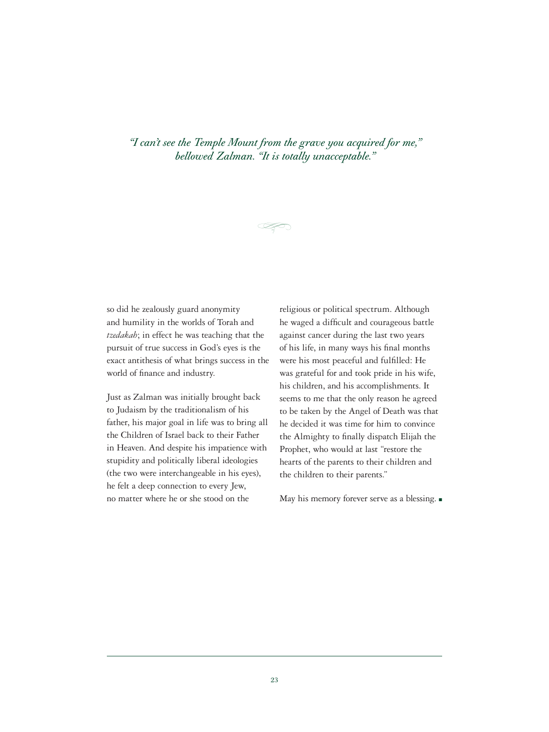*"I can't see the Temple Mount from the grave you acquired for me," bellowed Zalman. "It is totally unacceptable."*

so did he zealously guard anonymity and humility in the worlds of Torah and *tzedakah*; in effect he was teaching that the pursuit of true success in God's eyes is the exact antithesis of what brings success in the world of finance and industry.

Just as Zalman was initially brought back to Judaism by the traditionalism of his father, his major goal in life was to bring all the Children of Israel back to their Father in Heaven. And despite his impatience with stupidity and politically liberal ideologies (the two were interchangeable in his eyes), he felt a deep connection to every Jew, no matter where he or she stood on the religious or political spectrum. Although he waged a difficult and courageous battle against cancer during the last two years of his life, in many ways his final months were his most peaceful and fulfilled: He was grateful for and took pride in his wife, his children, and his accomplishments. It seems to me that the only reason he agreed to be taken by the Angel of Death was that he decided it was time for him to convince the Almighty to finally dispatch Elijah the Prophet, who would at last "restore the hearts of the parents to their children and the children to their parents."

May his memory forever serve as a blessing. ■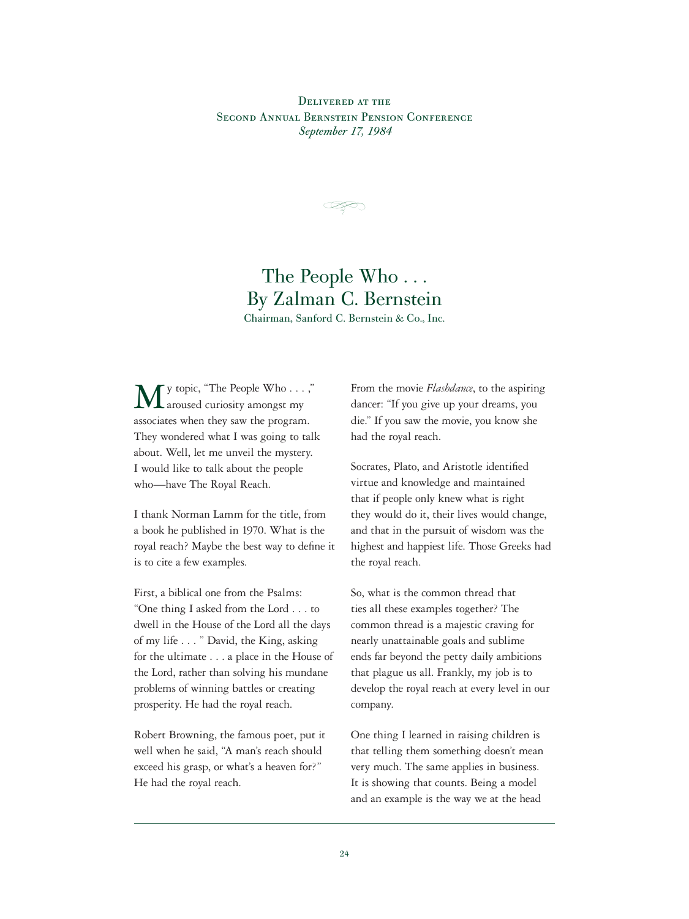Delivered at the
Second Annual Bernstein Pension Conference
*September 17, 1984*

# The People Who . . .
# By Zalman C. Bernstein

Chairman, Sanford C. Bernstein & Co., Inc.

My topic, "The People Who . . . ," aroused curiosity amongst my associates when they saw the program. They wondered what I was going to talk about. Well, let me unveil the mystery. I would like to talk about the people who—have The Royal Reach.

I thank Norman Lamm for the title, from a book he published in 1970. What is the royal reach? Maybe the best way to define it is to cite a few examples.

First, a biblical one from the Psalms: "One thing I asked from the Lord . . . to dwell in the House of the Lord all the days of my life . . . " David, the King, asking for the ultimate . . . a place in the House of the Lord, rather than solving his mundane problems of winning battles or creating prosperity. He had the royal reach.

Robert Browning, the famous poet, put it well when he said, "A man's reach should exceed his grasp, or what's a heaven for?" He had the royal reach.

From the movie *Flashdance*, to the aspiring dancer: "If you give up your dreams, you die." If you saw the movie, you know she had the royal reach.

Socrates, Plato, and Aristotle identified virtue and knowledge and maintained that if people only knew what is right they would do it, their lives would change, and that in the pursuit of wisdom was the highest and happiest life. Those Greeks had the royal reach.

So, what is the common thread that ties all these examples together? The common thread is a majestic craving for nearly unattainable goals and sublime ends far beyond the petty daily ambitions that plague us all. Frankly, my job is to develop the royal reach at every level in our company.

One thing I learned in raising children is that telling them something doesn't mean very much. The same applies in business. It is showing that counts. Being a model and an example is the way we at the head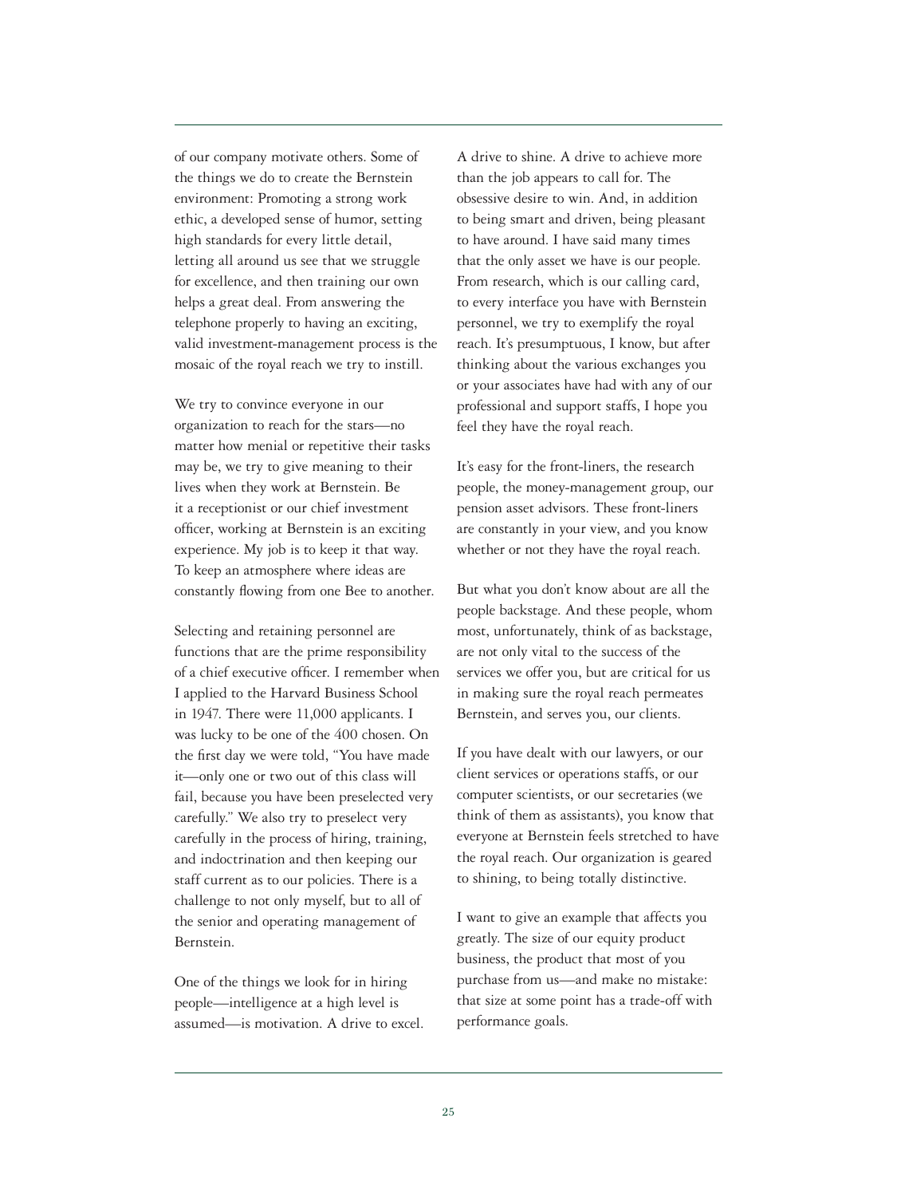of our company motivate others. Some of the things we do to create the Bernstein environment: Promoting a strong work ethic, a developed sense of humor, setting high standards for every little detail, letting all around us see that we struggle for excellence, and then training our own helps a great deal. From answering the telephone properly to having an exciting, valid investment-management process is the mosaic of the royal reach we try to instill.

We try to convince everyone in our organization to reach for the stars—no matter how menial or repetitive their tasks may be, we try to give meaning to their lives when they work at Bernstein. Be it a receptionist or our chief investment officer, working at Bernstein is an exciting experience. My job is to keep it that way. To keep an atmosphere where ideas are constantly flowing from one Bee to another.

Selecting and retaining personnel are functions that are the prime responsibility of a chief executive officer. I remember when I applied to the Harvard Business School in 1947. There were 11,000 applicants. I was lucky to be one of the 400 chosen. On the first day we were told, "You have made it—only one or two out of this class will fail, because you have been preselected very carefully." We also try to preselect very carefully in the process of hiring, training, and indoctrination and then keeping our staff current as to our policies. There is a challenge to not only myself, but to all of the senior and operating management of Bernstein.

One of the things we look for in hiring people—intelligence at a high level is assumed—is motivation. A drive to excel. A drive to shine. A drive to achieve more than the job appears to call for. The obsessive desire to win. And, in addition to being smart and driven, being pleasant to have around. I have said many times that the only asset we have is our people. From research, which is our calling card, to every interface you have with Bernstein personnel, we try to exemplify the royal reach. It's presumptuous, I know, but after thinking about the various exchanges you or your associates have had with any of our professional and support staffs, I hope you feel they have the royal reach.

It's easy for the front-liners, the research people, the money-management group, our pension asset advisors. These front-liners are constantly in your view, and you know whether or not they have the royal reach.

But what you don't know about are all the people backstage. And these people, whom most, unfortunately, think of as backstage, are not only vital to the success of the services we offer you, but are critical for us in making sure the royal reach permeates Bernstein, and serves you, our clients.

If you have dealt with our lawyers, or our client services or operations staffs, or our computer scientists, or our secretaries (we think of them as assistants), you know that everyone at Bernstein feels stretched to have the royal reach. Our organization is geared to shining, to being totally distinctive.

I want to give an example that affects you greatly. The size of our equity product business, the product that most of you purchase from us—and make no mistake: that size at some point has a trade-off with performance goals.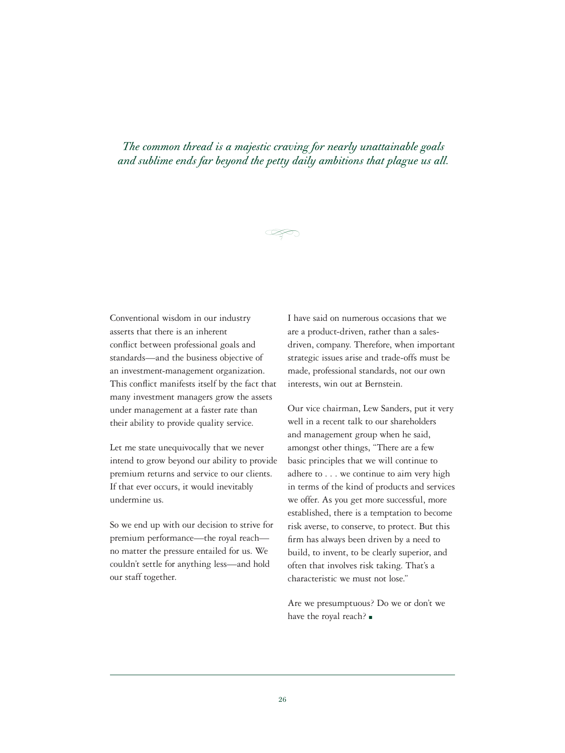*The common thread is a majestic craving for nearly unattainable goals and sublime ends far beyond the petty daily ambitions that plague us all.*

Conventional wisdom in our industry asserts that there is an inherent conflict between professional goals and standards—and the business objective of an investment-management organization. This conflict manifests itself by the fact that many investment managers grow the assets under management at a faster rate than their ability to provide quality service.

Let me state unequivocally that we never intend to grow beyond our ability to provide premium returns and service to our clients. If that ever occurs, it would inevitably undermine us.

So we end up with our decision to strive for premium performance—the royal reach—no matter the pressure entailed for us. We couldn't settle for anything less—and hold our staff together.

I have said on numerous occasions that we are a product-driven, rather than a sales-driven, company. Therefore, when important strategic issues arise and trade-offs must be made, professional standards, not our own interests, win out at Bernstein.

Our vice chairman, Lew Sanders, put it very well in a recent talk to our shareholders and management group when he said, amongst other things, "There are a few basic principles that we will continue to adhere to . . . we continue to aim very high in terms of the kind of products and services we offer. As you get more successful, more established, there is a temptation to become risk averse, to conserve, to protect. But this firm has always been driven by a need to build, to invent, to be clearly superior, and often that involves risk taking. That's a characteristic we must not lose."

Are we presumptuous? Do we or don't we have the royal reach? ■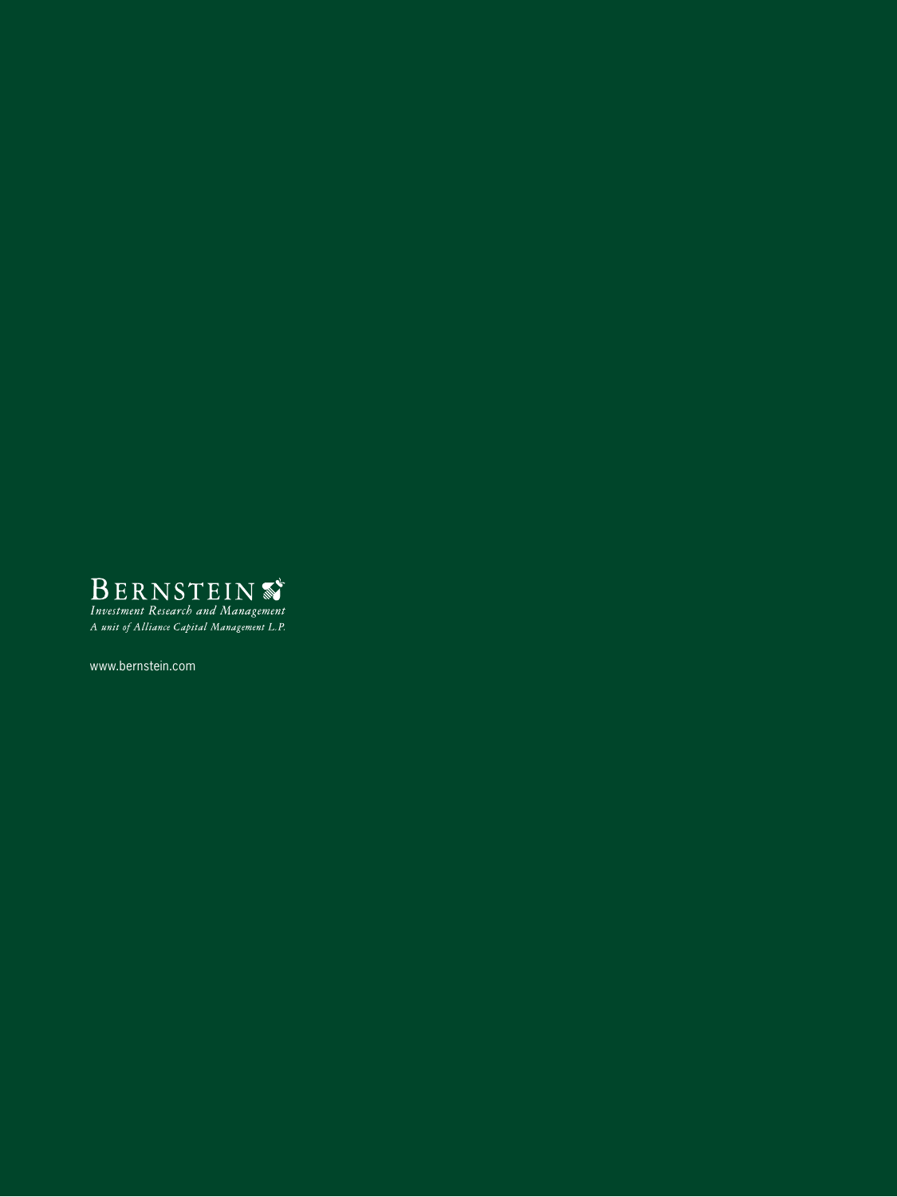BERNSTEIN

*Investment Research and Management*

*A unit of Alliance Capital Management L.P.*

www.bernstein.com